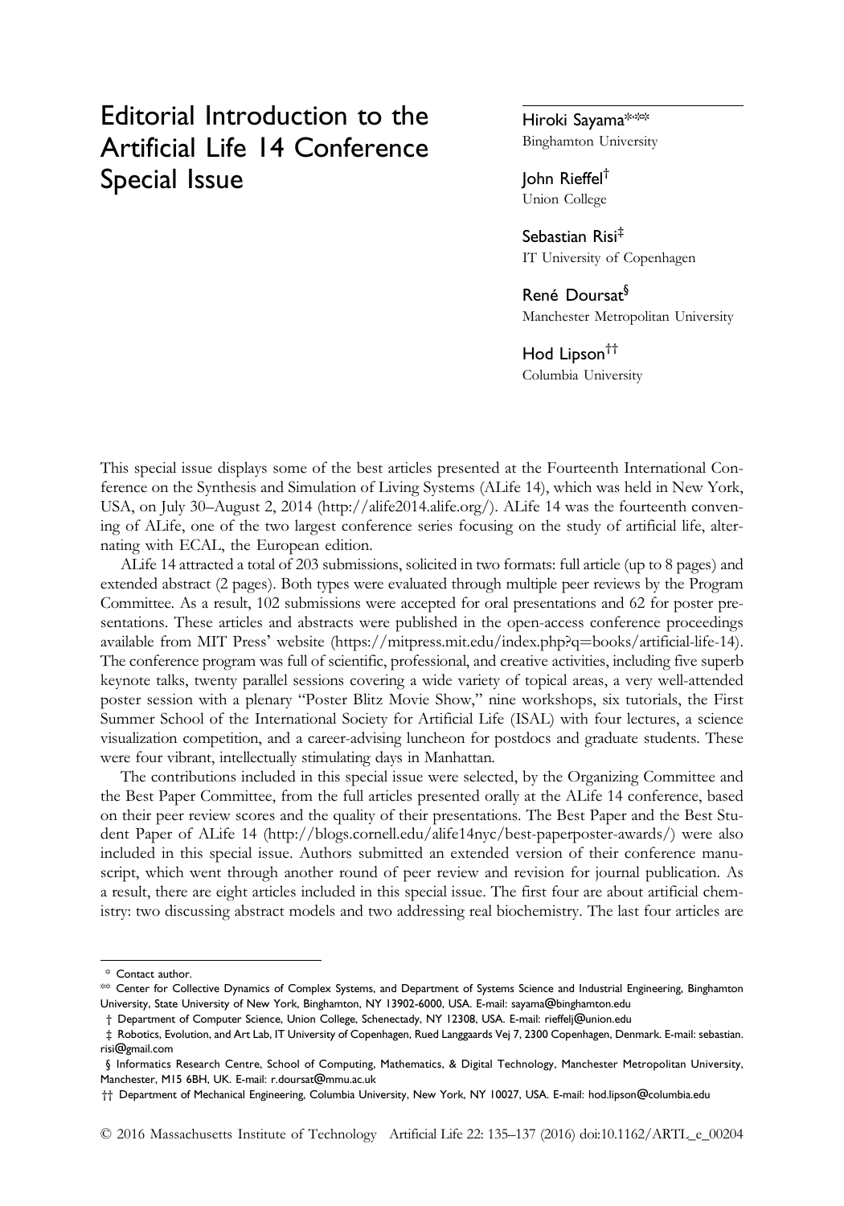# Editorial Introduction to the Artificial Life 14 Conference Special Issue

**Hiroki Sayama**[\*,\*\*]
Binghamton University

**John Rieffel**[†]
Union College

**Sebastian Risi**[‡]
IT University of Copenhagen

**René Doursat**[§]
Manchester Metropolitan University

**Hod Lipson**[††]
Columbia University

This special issue displays some of the best articles presented at the Fourteenth International Conference on the Synthesis and Simulation of Living Systems (ALife 14), which was held in New York, USA, on July 30–August 2, 2014 (http://alife2014.alife.org/). ALife 14 was the fourteenth convening of ALife, one of the two largest conference series focusing on the study of artificial life, alternating with ECAL, the European edition.

ALife 14 attracted a total of 203 submissions, solicited in two formats: full article (up to 8 pages) and extended abstract (2 pages). Both types were evaluated through multiple peer reviews by the Program Committee. As a result, 102 submissions were accepted for oral presentations and 62 for poster presentations. These articles and abstracts were published in the open-access conference proceedings available from MIT Press' website (https://mitpress.mit.edu/index.php?q=books/artificial-life-14). The conference program was full of scientific, professional, and creative activities, including five superb keynote talks, twenty parallel sessions covering a wide variety of topical areas, a very well-attended poster session with a plenary "Poster Blitz Movie Show," nine workshops, six tutorials, the First Summer School of the International Society for Artificial Life (ISAL) with four lectures, a science visualization competition, and a career-advising luncheon for postdocs and graduate students. These were four vibrant, intellectually stimulating days in Manhattan.

The contributions included in this special issue were selected, by the Organizing Committee and the Best Paper Committee, from the full articles presented orally at the ALife 14 conference, based on their peer review scores and the quality of their presentations. The Best Paper and the Best Student Paper of ALife 14 (http://blogs.cornell.edu/alife14nyc/best-paperposter-awards/) were also included in this special issue. Authors submitted an extended version of their conference manuscript, which went through another round of peer review and revision for journal publication. As a result, there are eight articles included in this special issue. The first four are about artificial chemistry: two discussing abstract models and two addressing real biochemistry. The last four articles are

---

\* Contact author.

\*\* Center for Collective Dynamics of Complex Systems, and Department of Systems Science and Industrial Engineering, Binghamton University, State University of New York, Binghamton, NY 13902-6000, USA. E-mail: sayama@binghamton.edu

† Department of Computer Science, Union College, Schenectady, NY 12308, USA. E-mail: rieffelj@union.edu

‡ Robotics, Evolution, and Art Lab, IT University of Copenhagen, Rued Langgaards Vej 7, 2300 Copenhagen, Denmark. E-mail: sebastian.risi@gmail.com

§ Informatics Research Centre, School of Computing, Mathematics, & Digital Technology, Manchester Metropolitan University, Manchester, M15 6BH, UK. E-mail: r.doursat@mmu.ac.uk

†† Department of Mechanical Engineering, Columbia University, New York, NY 10027, USA. E-mail: hod.lipson@columbia.edu

© 2016 Massachusetts Institute of Technology Artificial Life 22: 135–137 (2016) doi:10.1162/ARTL_e_00204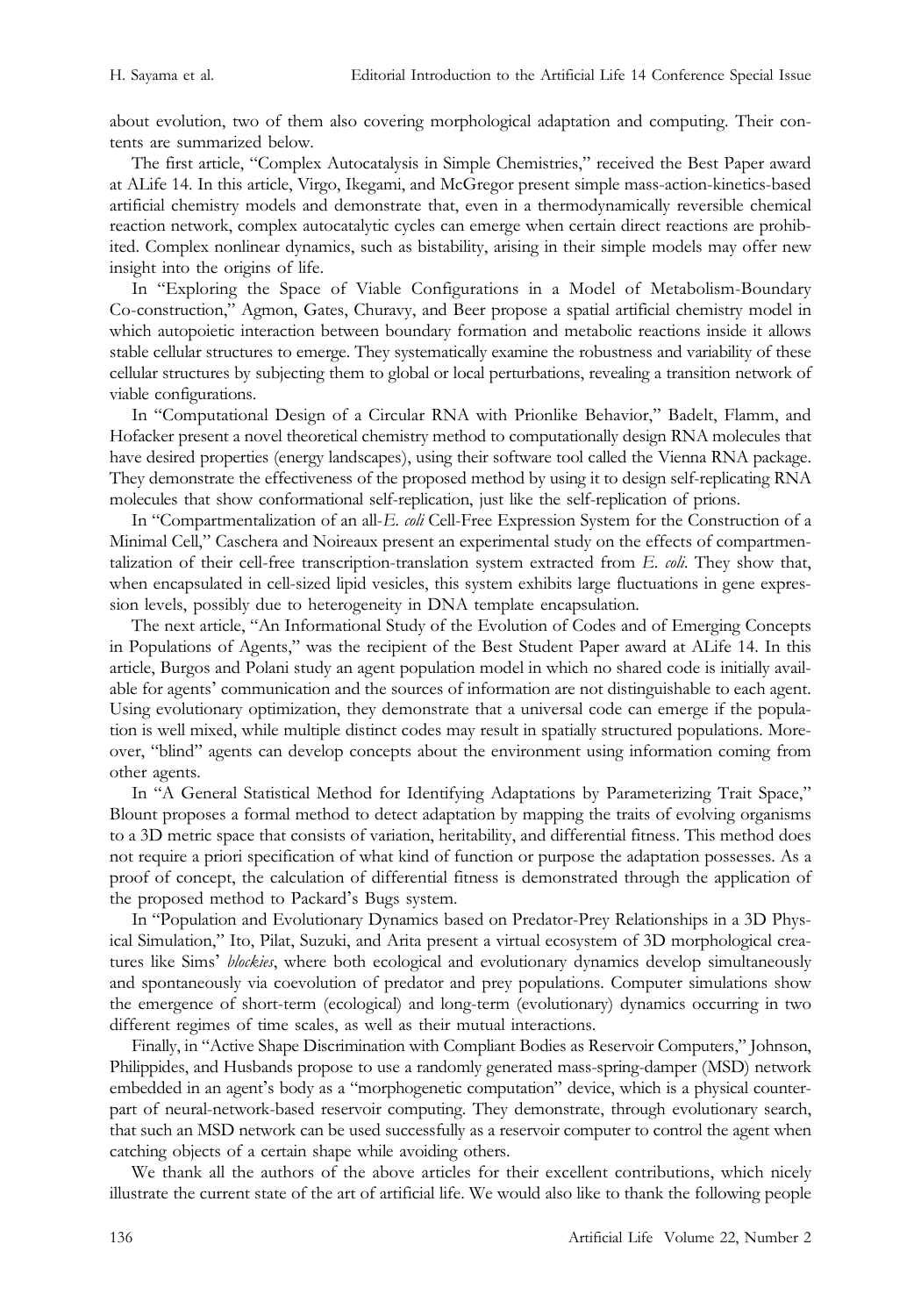about evolution, two of them also covering morphological adaptation and computing. Their contents are summarized below.

The first article, "Complex Autocatalysis in Simple Chemistries," received the Best Paper award at ALife 14. In this article, Virgo, Ikegami, and McGregor present simple mass-action-kinetics-based artificial chemistry models and demonstrate that, even in a thermodynamically reversible chemical reaction network, complex autocatalytic cycles can emerge when certain direct reactions are prohibited. Complex nonlinear dynamics, such as bistability, arising in their simple models may offer new insight into the origins of life.

In "Exploring the Space of Viable Configurations in a Model of Metabolism-Boundary Co-construction," Agmon, Gates, Churavy, and Beer propose a spatial artificial chemistry model in which autopoietic interaction between boundary formation and metabolic reactions inside it allows stable cellular structures to emerge. They systematically examine the robustness and variability of these cellular structures by subjecting them to global or local perturbations, revealing a transition network of viable configurations.

In "Computational Design of a Circular RNA with Prionlike Behavior," Badelt, Flamm, and Hofacker present a novel theoretical chemistry method to computationally design RNA molecules that have desired properties (energy landscapes), using their software tool called the Vienna RNA package. They demonstrate the effectiveness of the proposed method by using it to design self-replicating RNA molecules that show conformational self-replication, just like the self-replication of prions.

In "Compartmentalization of an all-*E. coli* Cell-Free Expression System for the Construction of a Minimal Cell," Caschera and Noireaux present an experimental study on the effects of compartmentalization of their cell-free transcription-translation system extracted from *E. coli*. They show that, when encapsulated in cell-sized lipid vesicles, this system exhibits large fluctuations in gene expression levels, possibly due to heterogeneity in DNA template encapsulation.

The next article, "An Informational Study of the Evolution of Codes and of Emerging Concepts in Populations of Agents," was the recipient of the Best Student Paper award at ALife 14. In this article, Burgos and Polani study an agent population model in which no shared code is initially available for agents' communication and the sources of information are not distinguishable to each agent. Using evolutionary optimization, they demonstrate that a universal code can emerge if the population is well mixed, while multiple distinct codes may result in spatially structured populations. Moreover, "blind" agents can develop concepts about the environment using information coming from other agents.

In "A General Statistical Method for Identifying Adaptations by Parameterizing Trait Space," Blount proposes a formal method to detect adaptation by mapping the traits of evolving organisms to a 3D metric space that consists of variation, heritability, and differential fitness. This method does not require a priori specification of what kind of function or purpose the adaptation possesses. As a proof of concept, the calculation of differential fitness is demonstrated through the application of the proposed method to Packard's Bugs system.

In "Population and Evolutionary Dynamics based on Predator-Prey Relationships in a 3D Physical Simulation," Ito, Pilat, Suzuki, and Arita present a virtual ecosystem of 3D morphological creatures like Sims' *blockies*, where both ecological and evolutionary dynamics develop simultaneously and spontaneously via coevolution of predator and prey populations. Computer simulations show the emergence of short-term (ecological) and long-term (evolutionary) dynamics occurring in two different regimes of time scales, as well as their mutual interactions.

Finally, in "Active Shape Discrimination with Compliant Bodies as Reservoir Computers," Johnson, Philippides, and Husbands propose to use a randomly generated mass-spring-damper (MSD) network embedded in an agent's body as a "morphogenetic computation" device, which is a physical counterpart of neural-network-based reservoir computing. They demonstrate, through evolutionary search, that such an MSD network can be used successfully as a reservoir computer to control the agent when catching objects of a certain shape while avoiding others.

We thank all the authors of the above articles for their excellent contributions, which nicely illustrate the current state of the art of artificial life. We would also like to thank the following people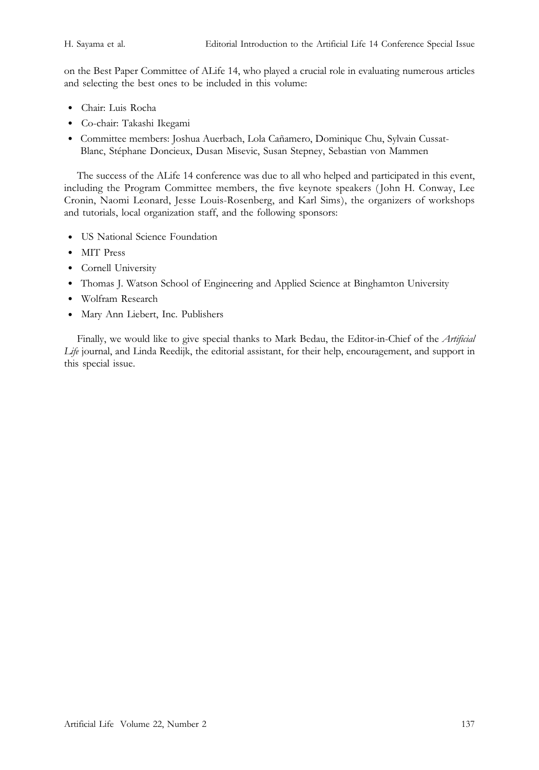on the Best Paper Committee of ALife 14, who played a crucial role in evaluating numerous articles and selecting the best ones to be included in this volume:

- Chair: Luis Rocha
- Co-chair: Takashi Ikegami
- Committee members: Joshua Auerbach, Lola Cañamero, Dominique Chu, Sylvain Cussat-Blanc, Stéphane Doncieux, Dusan Misevic, Susan Stepney, Sebastian von Mammen

The success of the ALife 14 conference was due to all who helped and participated in this event, including the Program Committee members, the five keynote speakers (John H. Conway, Lee Cronin, Naomi Leonard, Jesse Louis-Rosenberg, and Karl Sims), the organizers of workshops and tutorials, local organization staff, and the following sponsors:

- US National Science Foundation
- MIT Press
- Cornell University
- Thomas J. Watson School of Engineering and Applied Science at Binghamton University
- Wolfram Research
- Mary Ann Liebert, Inc. Publishers

Finally, we would like to give special thanks to Mark Bedau, the Editor-in-Chief of the *Artificial Life* journal, and Linda Reedijk, the editorial assistant, for their help, encouragement, and support in this special issue.